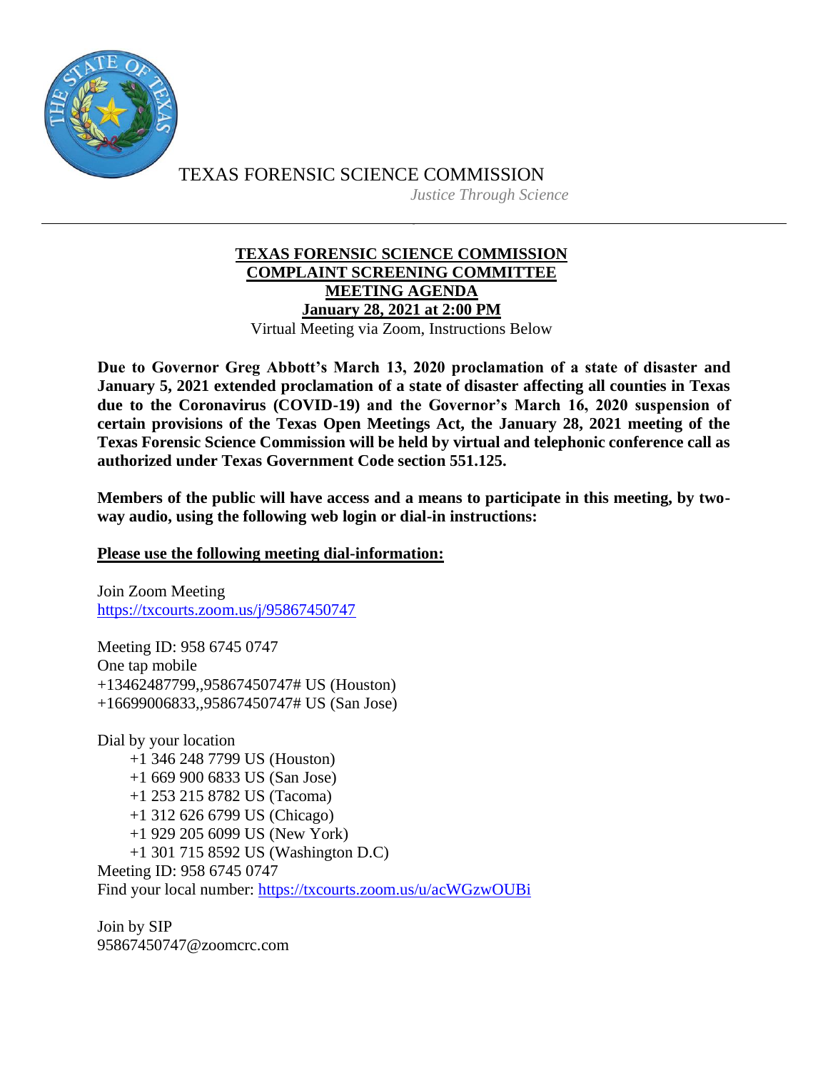TEXAS FORENSIC SCIENCE COMMISSION

*Justice Through Science*

---

# TEXAS FORENSIC SCIENCE COMMISSION
# COMPLAINT SCREENING COMMITTEE
# MEETING AGENDA
# January 28, 2021 at 2:00 PM

Virtual Meeting via Zoom, Instructions Below

**Due to Governor Greg Abbott's March 13, 2020 proclamation of a state of disaster and January 5, 2021 extended proclamation of a state of disaster affecting all counties in Texas due to the Coronavirus (COVID-19) and the Governor's March 16, 2020 suspension of certain provisions of the Texas Open Meetings Act, the January 28, 2021 meeting of the Texas Forensic Science Commission will be held by virtual and telephonic conference call as authorized under Texas Government Code section 551.125.**

**Members of the public will have access and a means to participate in this meeting, by two-way audio, using the following web login or dial-in instructions:**

**Please use the following meeting dial-information:**

Join Zoom Meeting
https://txcourts.zoom.us/j/95867450747

Meeting ID: 958 6745 0747
One tap mobile
+13462487799,,95867450747# US (Houston)
+16699006833,,95867450747# US (San Jose)

Dial by your location
- +1 346 248 7799 US (Houston)
- +1 669 900 6833 US (San Jose)
- +1 253 215 8782 US (Tacoma)
- +1 312 626 6799 US (Chicago)
- +1 929 205 6099 US (New York)
- +1 301 715 8592 US (Washington D.C)

Meeting ID: 958 6745 0747
Find your local number: https://txcourts.zoom.us/u/acWGzwOUBi

Join by SIP
95867450747@zoomcrc.com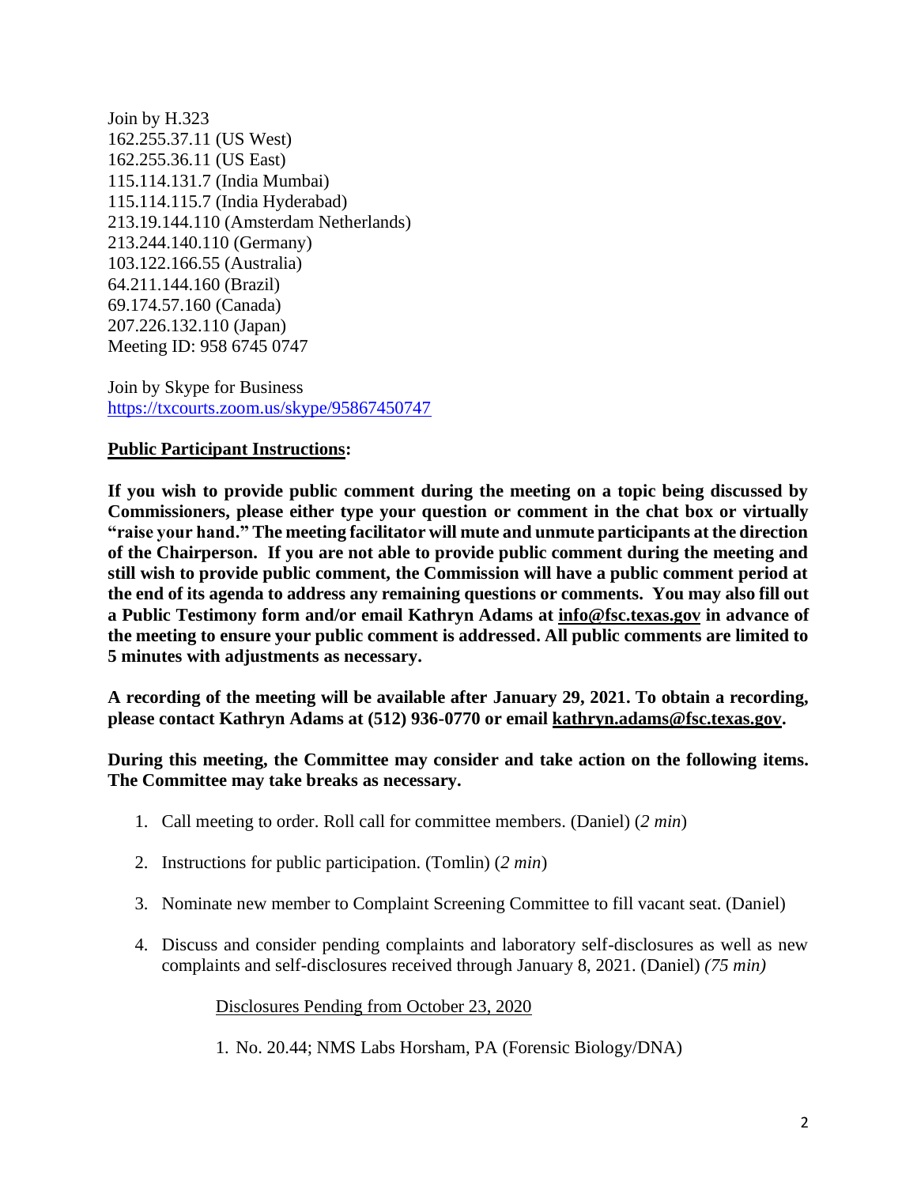Join by H.323
162.255.37.11 (US West)
162.255.36.11 (US East)
115.114.131.7 (India Mumbai)
115.114.115.7 (India Hyderabad)
213.19.144.110 (Amsterdam Netherlands)
213.244.140.110 (Germany)
103.122.166.55 (Australia)
64.211.144.160 (Brazil)
69.174.57.160 (Canada)
207.226.132.110 (Japan)
Meeting ID: 958 6745 0747

Join by Skype for Business
https://txcourts.zoom.us/skype/95867450747

**Public Participant Instructions:**

**If you wish to provide public comment during the meeting on a topic being discussed by Commissioners, please either type your question or comment in the chat box or virtually "raise your hand." The meeting facilitator will mute and unmute participants at the direction of the Chairperson. If you are not able to provide public comment during the meeting and still wish to provide public comment, the Commission will have a public comment period at the end of its agenda to address any remaining questions or comments. You may also fill out a Public Testimony form and/or email Kathryn Adams at info@fsc.texas.gov in advance of the meeting to ensure your public comment is addressed. All public comments are limited to 5 minutes with adjustments as necessary.**

**A recording of the meeting will be available after January 29, 2021. To obtain a recording, please contact Kathryn Adams at (512) 936-0770 or email kathryn.adams@fsc.texas.gov.**

**During this meeting, the Committee may consider and take action on the following items. The Committee may take breaks as necessary.**

1. Call meeting to order. Roll call for committee members. (Daniel) (*2 min*)
2. Instructions for public participation. (Tomlin) (*2 min*)
3. Nominate new member to Complaint Screening Committee to fill vacant seat. (Daniel)
4. Discuss and consider pending complaints and laboratory self-disclosures as well as new complaints and self-disclosures received through January 8, 2021. (Daniel) *(75 min)*

   Disclosures Pending from October 23, 2020

   1. No. 20.44; NMS Labs Horsham, PA (Forensic Biology/DNA)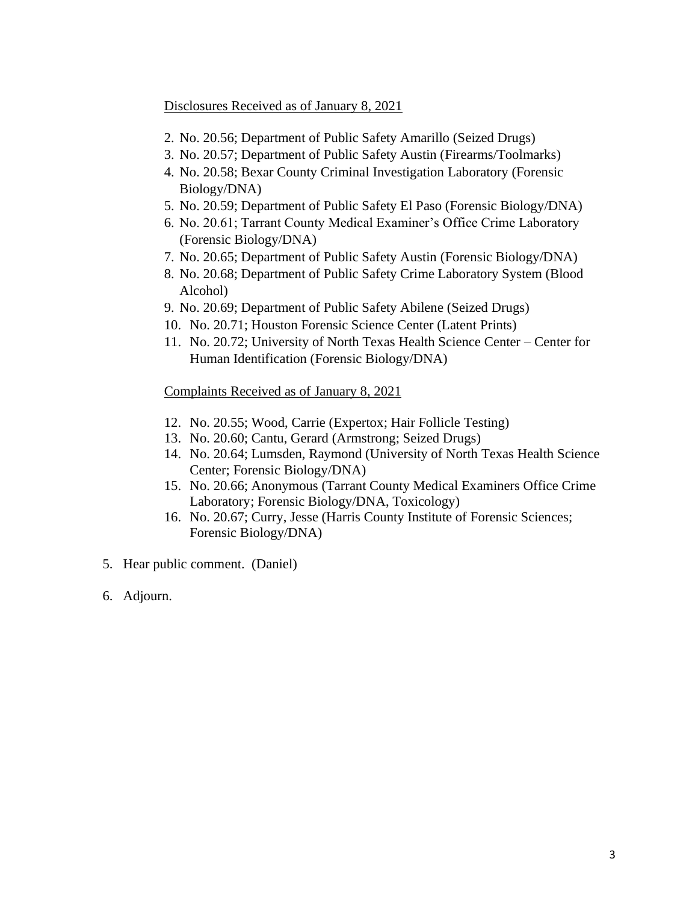Disclosures Received as of January 8, 2021

2. No. 20.56; Department of Public Safety Amarillo (Seized Drugs)
3. No. 20.57; Department of Public Safety Austin (Firearms/Toolmarks)
4. No. 20.58; Bexar County Criminal Investigation Laboratory (Forensic Biology/DNA)
5. No. 20.59; Department of Public Safety El Paso (Forensic Biology/DNA)
6. No. 20.61; Tarrant County Medical Examiner's Office Crime Laboratory (Forensic Biology/DNA)
7. No. 20.65; Department of Public Safety Austin (Forensic Biology/DNA)
8. No. 20.68; Department of Public Safety Crime Laboratory System (Blood Alcohol)
9. No. 20.69; Department of Public Safety Abilene (Seized Drugs)
10. No. 20.71; Houston Forensic Science Center (Latent Prints)
11. No. 20.72; University of North Texas Health Science Center – Center for Human Identification (Forensic Biology/DNA)

Complaints Received as of January 8, 2021

12. No. 20.55; Wood, Carrie (Expertox; Hair Follicle Testing)
13. No. 20.60; Cantu, Gerard (Armstrong; Seized Drugs)
14. No. 20.64; Lumsden, Raymond (University of North Texas Health Science Center; Forensic Biology/DNA)
15. No. 20.66; Anonymous (Tarrant County Medical Examiners Office Crime Laboratory; Forensic Biology/DNA, Toxicology)
16. No. 20.67; Curry, Jesse (Harris County Institute of Forensic Sciences; Forensic Biology/DNA)

5. Hear public comment. (Daniel)

6. Adjourn.